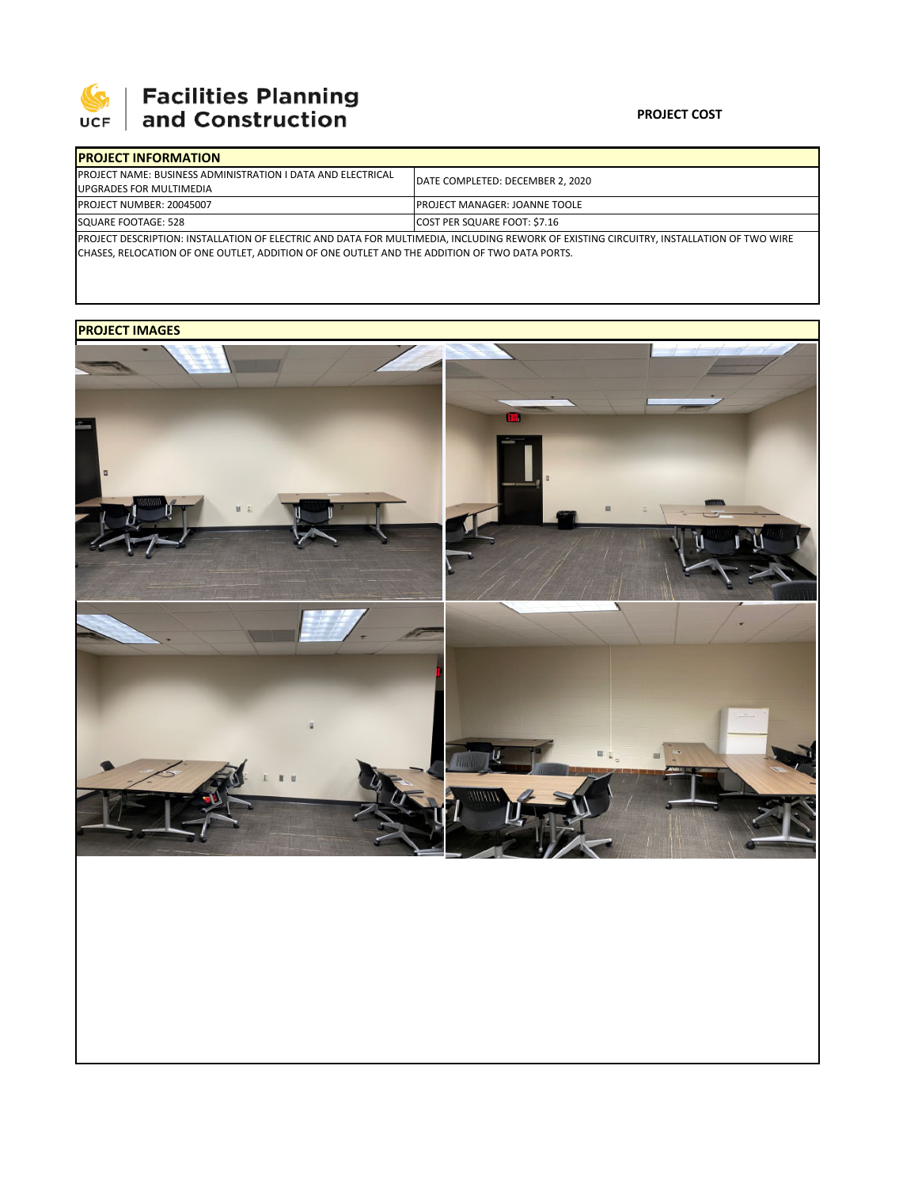**Facilities Planning and Construction**

**PROJECT COST**

| PROJECT INFORMATION | |
|---|---|
| PROJECT NAME: BUSINESS ADMINISTRATION I DATA AND ELECTRICAL UPGRADES FOR MULTIMEDIA | DATE COMPLETED: DECEMBER 2, 2020 |
| PROJECT NUMBER: 20045007 | PROJECT MANAGER: JOANNE TOOLE |
| SQUARE FOOTAGE: 528 | COST PER SQUARE FOOT: $7.16 |
| PROJECT DESCRIPTION: INSTALLATION OF ELECTRIC AND DATA FOR MULTIMEDIA, INCLUDING REWORK OF EXISTING CIRCUITRY, INSTALLATION OF TWO WIRE CHASES, RELOCATION OF ONE OUTLET, ADDITION OF ONE OUTLET AND THE ADDITION OF TWO DATA PORTS. | |

**PROJECT IMAGES**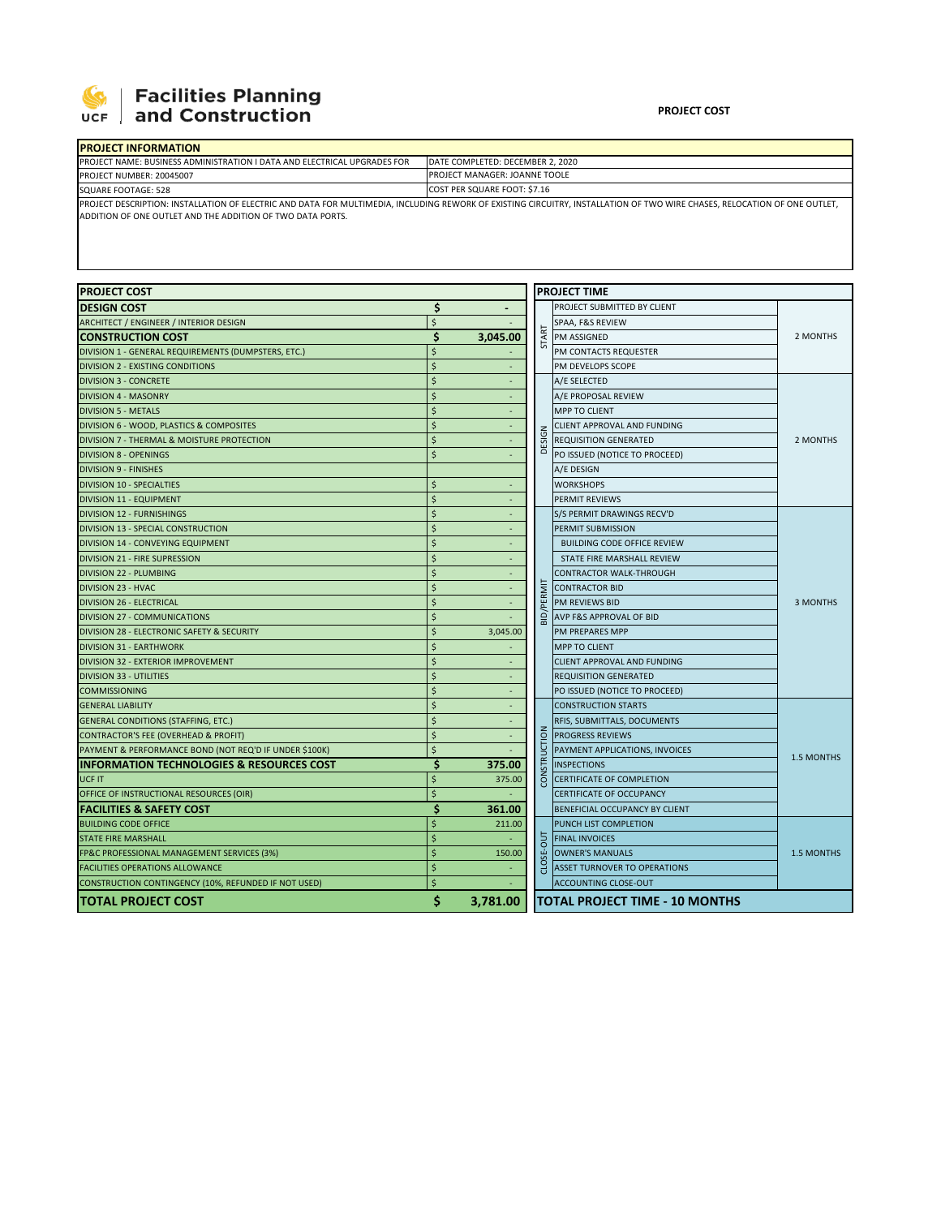Facilities Planning and Construction

**PROJECT COST**

| PROJECT INFORMATION | |
|---|---|
| PROJECT NAME: BUSINESS ADMINISTRATION I DATA AND ELECTRICAL UPGRADES FOR | DATE COMPLETED: DECEMBER 2, 2020 |
| PROJECT NUMBER: 20045007 | PROJECT MANAGER: JOANNE TOOLE |
| SQUARE FOOTAGE: 528 | COST PER SQUARE FOOT: $7.16 |
| PROJECT DESCRIPTION: INSTALLATION OF ELECTRIC AND DATA FOR MULTIMEDIA, INCLUDING REWORK OF EXISTING CIRCUITRY, INSTALLATION OF TWO WIRE CHASES, RELOCATION OF ONE OUTLET, ADDITION OF ONE OUTLET AND THE ADDITION OF TWO DATA PORTS. | |

| PROJECT COST | | |
|---|---|---|
| **DESIGN COST** | **$** | **-** |
| ARCHITECT / ENGINEER / INTERIOR DESIGN | $ | - |
| **CONSTRUCTION COST** | **$** | **3,045.00** |
| DIVISION 1 - GENERAL REQUIREMENTS (DUMPSTERS, ETC.) | $ | - |
| DIVISION 2 - EXISTING CONDITIONS | $ | - |
| DIVISION 3 - CONCRETE | $ | - |
| DIVISION 4 - MASONRY | $ | - |
| DIVISION 5 - METALS | $ | - |
| DIVISION 6 - WOOD, PLASTICS & COMPOSITES | $ | - |
| DIVISION 7 - THERMAL & MOISTURE PROTECTION | $ | - |
| DIVISION 8 - OPENINGS | $ | - |
| DIVISION 9 - FINISHES | | |
| DIVISION 10 - SPECIALTIES | $ | - |
| DIVISION 11 - EQUIPMENT | $ | - |
| DIVISION 12 - FURNISHINGS | $ | - |
| DIVISION 13 - SPECIAL CONSTRUCTION | $ | - |
| DIVISION 14 - CONVEYING EQUIPMENT | $ | - |
| DIVISION 21 - FIRE SUPRESSION | $ | - |
| DIVISION 22 - PLUMBING | $ | - |
| DIVISION 23 - HVAC | $ | - |
| DIVISION 26 - ELECTRICAL | $ | - |
| DIVISION 27 - COMMUNICATIONS | $ | - |
| DIVISION 28 - ELECTRONIC SAFETY & SECURITY | $ | 3,045.00 |
| DIVISION 31 - EARTHWORK | $ | - |
| DIVISION 32 - EXTERIOR IMPROVEMENT | $ | - |
| DIVISION 33 - UTILITIES | $ | - |
| COMMISSIONING | $ | - |
| GENERAL LIABILITY | $ | - |
| GENERAL CONDITIONS (STAFFING, ETC.) | $ | - |
| CONTRACTOR'S FEE (OVERHEAD & PROFIT) | $ | - |
| PAYMENT & PERFORMANCE BOND (NOT REQ'D IF UNDER $100K) | $ | - |
| **INFORMATION TECHNOLOGIES & RESOURCES COST** | **$** | **375.00** |
| UCF IT | $ | 375.00 |
| OFFICE OF INSTRUCTIONAL RESOURCES (OIR) | $ | - |
| **FACILITIES & SAFETY COST** | **$** | **361.00** |
| BUILDING CODE OFFICE | $ | 211.00 |
| STATE FIRE MARSHALL | $ | - |
| FP&C PROFESSIONAL MANAGEMENT SERVICES (3%) | $ | 150.00 |
| FACILITIES OPERATIONS ALLOWANCE | $ | - |
| CONSTRUCTION CONTINGENCY (10%, REFUNDED IF NOT USED) | $ | - |
| **TOTAL PROJECT COST** | **$** | **3,781.00** |

| PROJECT TIME | | |
|---|---|---|
| START | PROJECT SUBMITTED BY CLIENT | 2 MONTHS |
| | SPAA, F&S REVIEW | |
| | PM ASSIGNED | |
| | PM CONTACTS REQUESTER | |
| | PM DEVELOPS SCOPE | |
| DESIGN | A/E SELECTED | 2 MONTHS |
| | A/E PROPOSAL REVIEW | |
| | MPP TO CLIENT | |
| | CLIENT APPROVAL AND FUNDING | |
| | REQUISITION GENERATED | |
| | PO ISSUED (NOTICE TO PROCEED) | |
| | A/E DESIGN | |
| | WORKSHOPS | |
| | PERMIT REVIEWS | |
| BID/PERMIT | S/S PERMIT DRAWINGS RECV'D | 3 MONTHS |
| | PERMIT SUBMISSION | |
| | BUILDING CODE OFFICE REVIEW | |
| | STATE FIRE MARSHALL REVIEW | |
| | CONTRACTOR WALK-THROUGH | |
| | CONTRACTOR BID | |
| | PM REVIEWS BID | |
| | AVP F&S APPROVAL OF BID | |
| | PM PREPARES MPP | |
| | MPP TO CLIENT | |
| | CLIENT APPROVAL AND FUNDING | |
| | REQUISITION GENERATED | |
| | PO ISSUED (NOTICE TO PROCEED) | |
| CONSTRUCTION | CONSTRUCTION STARTS | 1.5 MONTHS |
| | RFIS, SUBMITTALS, DOCUMENTS | |
| | PROGRESS REVIEWS | |
| | PAYMENT APPLICATIONS, INVOICES | |
| | INSPECTIONS | |
| | CERTIFICATE OF COMPLETION | |
| | CERTIFICATE OF OCCUPANCY | |
| | BENEFICIAL OCCUPANCY BY CLIENT | |
| CLOSE-OUT | PUNCH LIST COMPLETION | 1.5 MONTHS |
| | FINAL INVOICES | |
| | OWNER'S MANUALS | |
| | ASSET TURNOVER TO OPERATIONS | |
| | ACCOUNTING CLOSE-OUT | |
| **TOTAL PROJECT TIME - 10 MONTHS** | | |